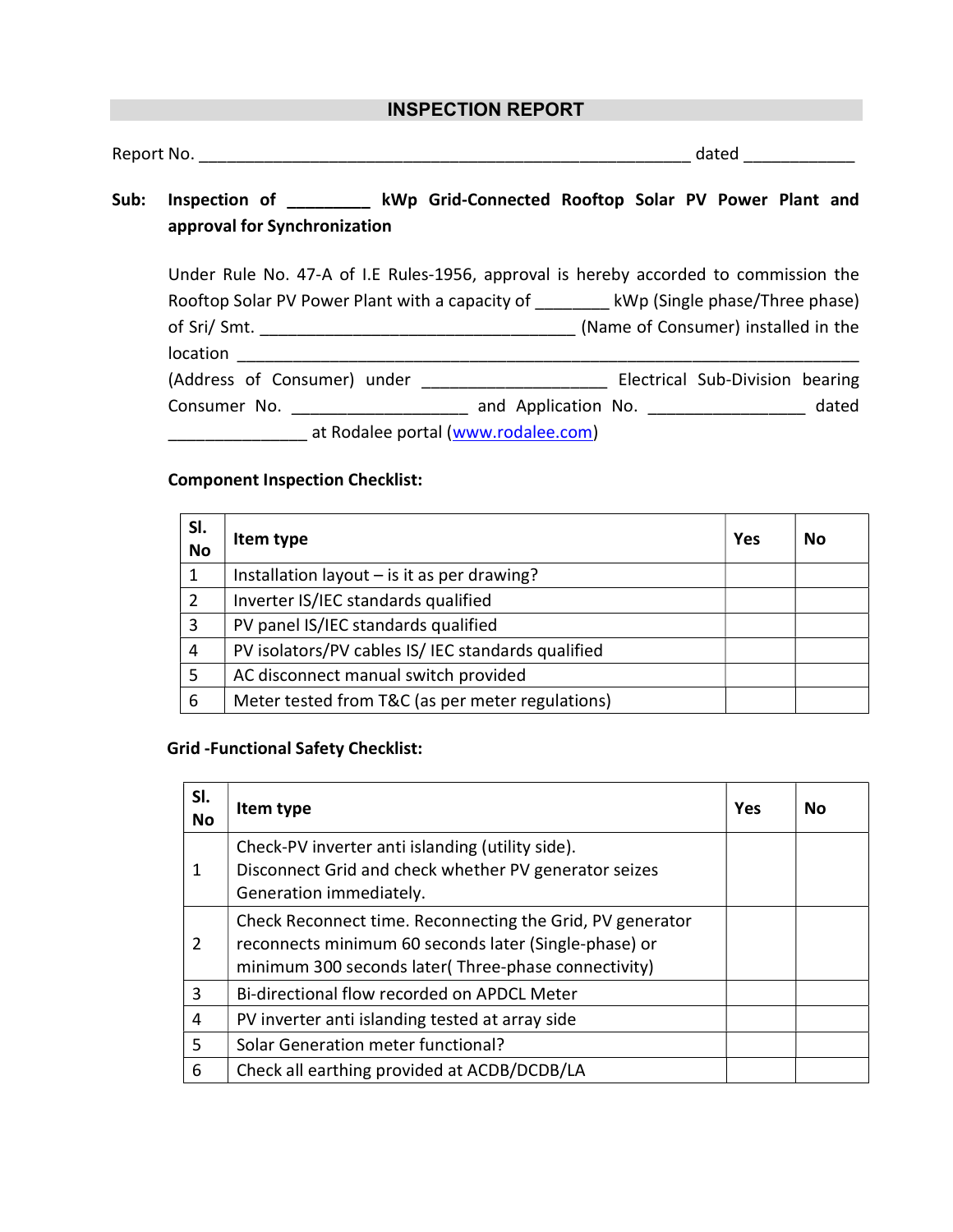# INSPECTION REPORT

Report No. _______________________________________________________ dated ____________

**Sub: Inspection of _________ kWp Grid-Connected Rooftop Solar PV Power Plant and approval for Synchronization**

Under Rule No. 47-A of I.E Rules-1956, approval is hereby accorded to commission the Rooftop Solar PV Power Plant with a capacity of ________ kWp (Single phase/Three phase) of Sri/ Smt. ___________________________________ (Name of Consumer) installed in the location ______________________________________________________________________ (Address of Consumer) under ____________________ Electrical Sub-Division bearing Consumer No. ___________________ and Application No. _________________ dated _______________ at Rodalee portal (www.rodalee.com)

**Component Inspection Checklist:**

| Sl. No | Item type | Yes | No |
|---|---|---|---|
| 1 | Installation layout – is it as per drawing? | | |
| 2 | Inverter IS/IEC standards qualified | | |
| 3 | PV panel IS/IEC standards qualified | | |
| 4 | PV isolators/PV cables IS/ IEC standards qualified | | |
| 5 | AC disconnect manual switch provided | | |
| 6 | Meter tested from T&C (as per meter regulations) | | |

**Grid -Functional Safety Checklist:**

| Sl. No | Item type | Yes | No |
|---|---|---|---|
| 1 | Check-PV inverter anti islanding (utility side). Disconnect Grid and check whether PV generator seizes Generation immediately. | | |
| 2 | Check Reconnect time. Reconnecting the Grid, PV generator reconnects minimum 60 seconds later (Single-phase) or minimum 300 seconds later( Three-phase connectivity) | | |
| 3 | Bi-directional flow recorded on APDCL Meter | | |
| 4 | PV inverter anti islanding tested at array side | | |
| 5 | Solar Generation meter functional? | | |
| 6 | Check all earthing provided at ACDB/DCDB/LA | | |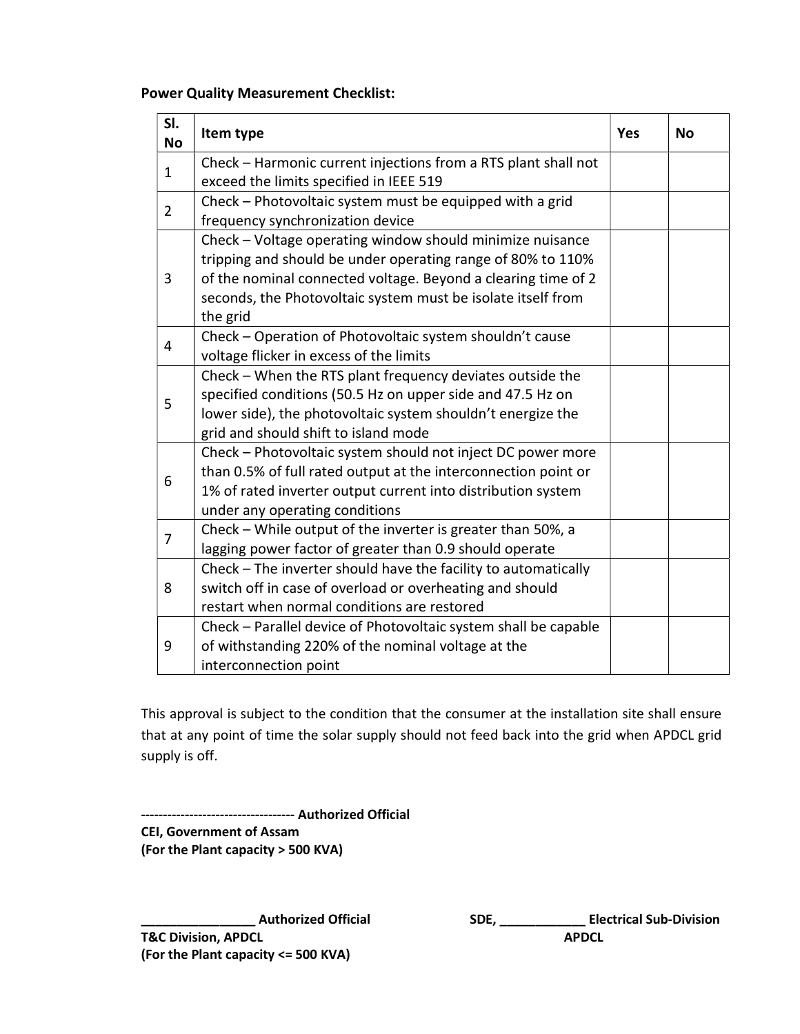**Power Quality Measurement Checklist:**

| Sl. No | Item type | Yes | No |
|---|---|---|---|
| 1 | Check – Harmonic current injections from a RTS plant shall not exceed the limits specified in IEEE 519 | | |
| 2 | Check – Photovoltaic system must be equipped with a grid frequency synchronization device | | |
| 3 | Check – Voltage operating window should minimize nuisance tripping and should be under operating range of 80% to 110% of the nominal connected voltage. Beyond a clearing time of 2 seconds, the Photovoltaic system must be isolate itself from the grid | | |
| 4 | Check – Operation of Photovoltaic system shouldn't cause voltage flicker in excess of the limits | | |
| 5 | Check – When the RTS plant frequency deviates outside the specified conditions (50.5 Hz on upper side and 47.5 Hz on lower side), the photovoltaic system shouldn't energize the grid and should shift to island mode | | |
| 6 | Check – Photovoltaic system should not inject DC power more than 0.5% of full rated output at the interconnection point or 1% of rated inverter output current into distribution system under any operating conditions | | |
| 7 | Check – While output of the inverter is greater than 50%, a lagging power factor of greater than 0.9 should operate | | |
| 8 | Check – The inverter should have the facility to automatically switch off in case of overload or overheating and should restart when normal conditions are restored | | |
| 9 | Check – Parallel device of Photovoltaic system shall be capable of withstanding 220% of the nominal voltage at the interconnection point | | |

This approval is subject to the condition that the consumer at the installation site shall ensure that at any point of time the solar supply should not feed back into the grid when APDCL grid supply is off.

**---------------------------------- Authorized Official**
**CEI, Government of Assam**
**(For the Plant capacity > 500 KVA)**

**________________ Authorized Official**
**T&C Division, APDCL**
**(For the Plant capacity <= 500 KVA)**

**SDE, ____________ Electrical Sub-Division**
**APDCL**